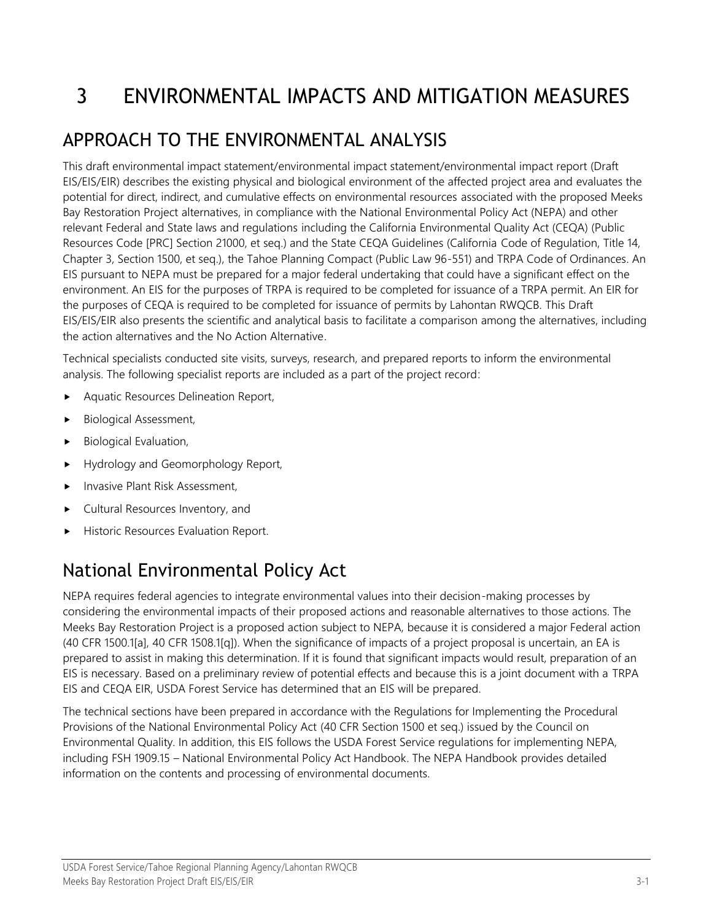# 3 ENVIRONMENTAL IMPACTS AND MITIGATION MEASURES

## APPROACH TO THE ENVIRONMENTAL ANALYSIS

This draft environmental impact statement/environmental impact statement/environmental impact report (Draft EIS/EIS/EIR) describes the existing physical and biological environment of the affected project area and evaluates the potential for direct, indirect, and cumulative effects on environmental resources associated with the proposed Meeks Bay Restoration Project alternatives, in compliance with the National Environmental Policy Act (NEPA) and other relevant Federal and State laws and regulations including the California Environmental Quality Act (CEQA) (Public Resources Code [PRC] Section 21000, et seq.) and the State CEQA Guidelines (California Code of Regulation, Title 14, Chapter 3, Section 1500, et seq.), the Tahoe Planning Compact (Public Law 96-551) and TRPA Code of Ordinances. An EIS pursuant to NEPA must be prepared for a major federal undertaking that could have a significant effect on the environment. An EIS for the purposes of TRPA is required to be completed for issuance of a TRPA permit. An EIR for the purposes of CEQA is required to be completed for issuance of permits by Lahontan RWQCB. This Draft EIS/EIS/EIR also presents the scientific and analytical basis to facilitate a comparison among the alternatives, including the action alternatives and the No Action Alternative.

Technical specialists conducted site visits, surveys, research, and prepared reports to inform the environmental analysis. The following specialist reports are included as a part of the project record:

- Aquatic Resources Delineation Report,
- Biological Assessment,
- Biological Evaluation,
- Hydrology and Geomorphology Report,
- Invasive Plant Risk Assessment,
- Cultural Resources Inventory, and
- Historic Resources Evaluation Report.

## National Environmental Policy Act

NEPA requires federal agencies to integrate environmental values into their decision-making processes by considering the environmental impacts of their proposed actions and reasonable alternatives to those actions. The Meeks Bay Restoration Project is a proposed action subject to NEPA, because it is considered a major Federal action (40 CFR 1500.1[a], 40 CFR 1508.1[q]). When the significance of impacts of a project proposal is uncertain, an EA is prepared to assist in making this determination. If it is found that significant impacts would result, preparation of an EIS is necessary. Based on a preliminary review of potential effects and because this is a joint document with a TRPA EIS and CEQA EIR, USDA Forest Service has determined that an EIS will be prepared.

The technical sections have been prepared in accordance with the Regulations for Implementing the Procedural Provisions of the National Environmental Policy Act (40 CFR Section 1500 et seq.) issued by the Council on Environmental Quality. In addition, this EIS follows the USDA Forest Service regulations for implementing NEPA, including FSH 1909.15 – National Environmental Policy Act Handbook. The NEPA Handbook provides detailed information on the contents and processing of environmental documents.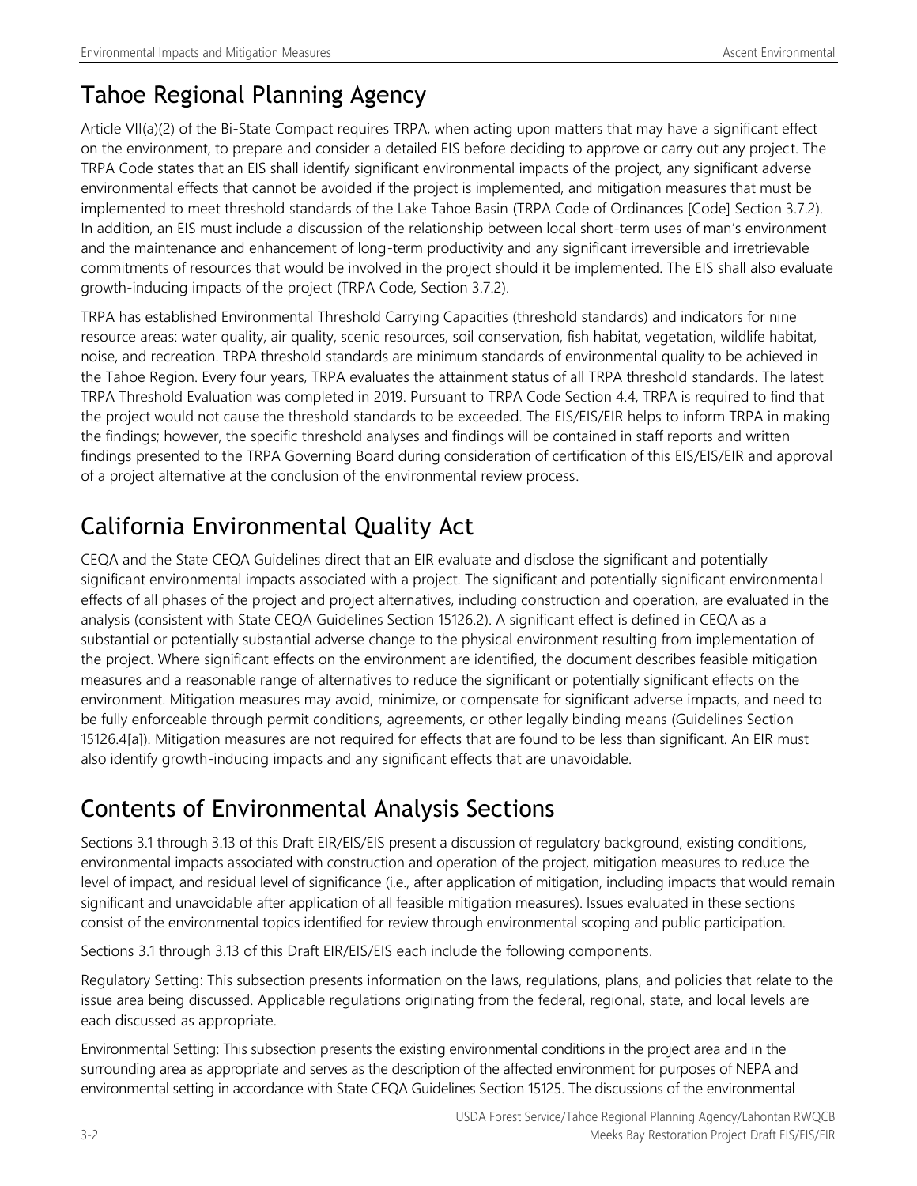## Tahoe Regional Planning Agency

Article VII(a)(2) of the Bi-State Compact requires TRPA, when acting upon matters that may have a significant effect on the environment, to prepare and consider a detailed EIS before deciding to approve or carry out any project. The TRPA Code states that an EIS shall identify significant environmental impacts of the project, any significant adverse environmental effects that cannot be avoided if the project is implemented, and mitigation measures that must be implemented to meet threshold standards of the Lake Tahoe Basin (TRPA Code of Ordinances [Code] Section 3.7.2). In addition, an EIS must include a discussion of the relationship between local short-term uses of man's environment and the maintenance and enhancement of long-term productivity and any significant irreversible and irretrievable commitments of resources that would be involved in the project should it be implemented. The EIS shall also evaluate growth-inducing impacts of the project (TRPA Code, Section 3.7.2).

TRPA has established Environmental Threshold Carrying Capacities (threshold standards) and indicators for nine resource areas: water quality, air quality, scenic resources, soil conservation, fish habitat, vegetation, wildlife habitat, noise, and recreation. TRPA threshold standards are minimum standards of environmental quality to be achieved in the Tahoe Region. Every four years, TRPA evaluates the attainment status of all TRPA threshold standards. The latest TRPA Threshold Evaluation was completed in 2019. Pursuant to TRPA Code Section 4.4, TRPA is required to find that the project would not cause the threshold standards to be exceeded. The EIS/EIS/EIR helps to inform TRPA in making the findings; however, the specific threshold analyses and findings will be contained in staff reports and written findings presented to the TRPA Governing Board during consideration of certification of this EIS/EIS/EIR and approval of a project alternative at the conclusion of the environmental review process.

## California Environmental Quality Act

CEQA and the State CEQA Guidelines direct that an EIR evaluate and disclose the significant and potentially significant environmental impacts associated with a project. The significant and potentially significant environmental effects of all phases of the project and project alternatives, including construction and operation, are evaluated in the analysis (consistent with State CEQA Guidelines Section 15126.2). A significant effect is defined in CEQA as a substantial or potentially substantial adverse change to the physical environment resulting from implementation of the project. Where significant effects on the environment are identified, the document describes feasible mitigation measures and a reasonable range of alternatives to reduce the significant or potentially significant effects on the environment. Mitigation measures may avoid, minimize, or compensate for significant adverse impacts, and need to be fully enforceable through permit conditions, agreements, or other legally binding means (Guidelines Section 15126.4[a]). Mitigation measures are not required for effects that are found to be less than significant. An EIR must also identify growth-inducing impacts and any significant effects that are unavoidable.

## Contents of Environmental Analysis Sections

Sections 3.1 through 3.13 of this Draft EIR/EIS/EIS present a discussion of regulatory background, existing conditions, environmental impacts associated with construction and operation of the project, mitigation measures to reduce the level of impact, and residual level of significance (i.e., after application of mitigation, including impacts that would remain significant and unavoidable after application of all feasible mitigation measures). Issues evaluated in these sections consist of the environmental topics identified for review through environmental scoping and public participation.

Sections 3.1 through 3.13 of this Draft EIR/EIS/EIS each include the following components.

Regulatory Setting: This subsection presents information on the laws, regulations, plans, and policies that relate to the issue area being discussed. Applicable regulations originating from the federal, regional, state, and local levels are each discussed as appropriate.

Environmental Setting: This subsection presents the existing environmental conditions in the project area and in the surrounding area as appropriate and serves as the description of the affected environment for purposes of NEPA and environmental setting in accordance with State CEQA Guidelines Section 15125. The discussions of the environmental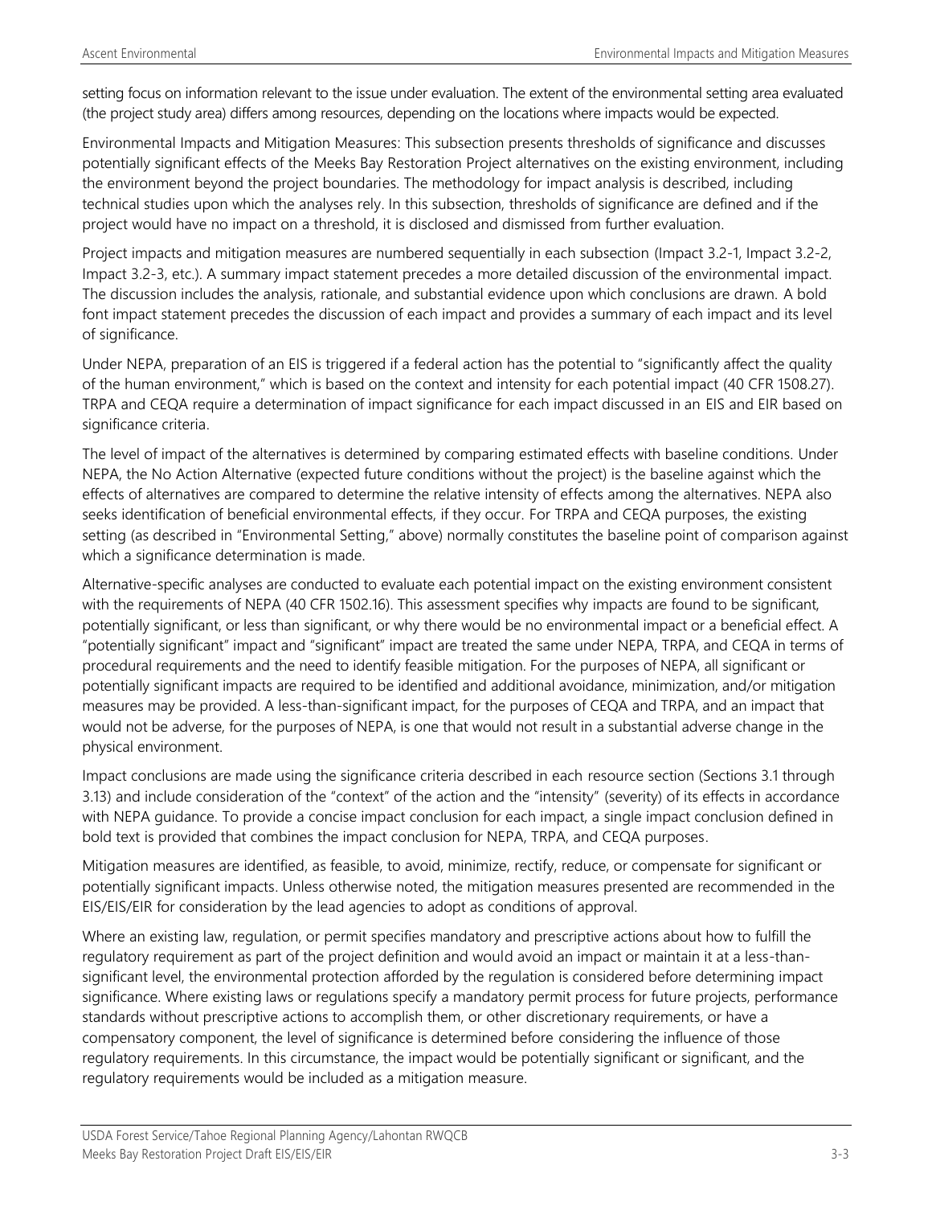setting focus on information relevant to the issue under evaluation. The extent of the environmental setting area evaluated (the project study area) differs among resources, depending on the locations where impacts would be expected.

Environmental Impacts and Mitigation Measures: This subsection presents thresholds of significance and discusses potentially significant effects of the Meeks Bay Restoration Project alternatives on the existing environment, including the environment beyond the project boundaries. The methodology for impact analysis is described, including technical studies upon which the analyses rely. In this subsection, thresholds of significance are defined and if the project would have no impact on a threshold, it is disclosed and dismissed from further evaluation.

Project impacts and mitigation measures are numbered sequentially in each subsection (Impact 3.2-1, Impact 3.2-2, Impact 3.2-3, etc.). A summary impact statement precedes a more detailed discussion of the environmental impact. The discussion includes the analysis, rationale, and substantial evidence upon which conclusions are drawn. A bold font impact statement precedes the discussion of each impact and provides a summary of each impact and its level of significance.

Under NEPA, preparation of an EIS is triggered if a federal action has the potential to "significantly affect the quality of the human environment," which is based on the context and intensity for each potential impact (40 CFR 1508.27). TRPA and CEQA require a determination of impact significance for each impact discussed in an EIS and EIR based on significance criteria.

The level of impact of the alternatives is determined by comparing estimated effects with baseline conditions. Under NEPA, the No Action Alternative (expected future conditions without the project) is the baseline against which the effects of alternatives are compared to determine the relative intensity of effects among the alternatives. NEPA also seeks identification of beneficial environmental effects, if they occur. For TRPA and CEQA purposes, the existing setting (as described in "Environmental Setting," above) normally constitutes the baseline point of comparison against which a significance determination is made.

Alternative-specific analyses are conducted to evaluate each potential impact on the existing environment consistent with the requirements of NEPA (40 CFR 1502.16). This assessment specifies why impacts are found to be significant, potentially significant, or less than significant, or why there would be no environmental impact or a beneficial effect. A "potentially significant" impact and "significant" impact are treated the same under NEPA, TRPA, and CEQA in terms of procedural requirements and the need to identify feasible mitigation. For the purposes of NEPA, all significant or potentially significant impacts are required to be identified and additional avoidance, minimization, and/or mitigation measures may be provided. A less-than-significant impact, for the purposes of CEQA and TRPA, and an impact that would not be adverse, for the purposes of NEPA, is one that would not result in a substantial adverse change in the physical environment.

Impact conclusions are made using the significance criteria described in each resource section (Sections 3.1 through 3.13) and include consideration of the "context" of the action and the "intensity" (severity) of its effects in accordance with NEPA guidance. To provide a concise impact conclusion for each impact, a single impact conclusion defined in bold text is provided that combines the impact conclusion for NEPA, TRPA, and CEQA purposes.

Mitigation measures are identified, as feasible, to avoid, minimize, rectify, reduce, or compensate for significant or potentially significant impacts. Unless otherwise noted, the mitigation measures presented are recommended in the EIS/EIS/EIR for consideration by the lead agencies to adopt as conditions of approval.

Where an existing law, regulation, or permit specifies mandatory and prescriptive actions about how to fulfill the regulatory requirement as part of the project definition and would avoid an impact or maintain it at a less-than-significant level, the environmental protection afforded by the regulation is considered before determining impact significance. Where existing laws or regulations specify a mandatory permit process for future projects, performance standards without prescriptive actions to accomplish them, or other discretionary requirements, or have a compensatory component, the level of significance is determined before considering the influence of those regulatory requirements. In this circumstance, the impact would be potentially significant or significant, and the regulatory requirements would be included as a mitigation measure.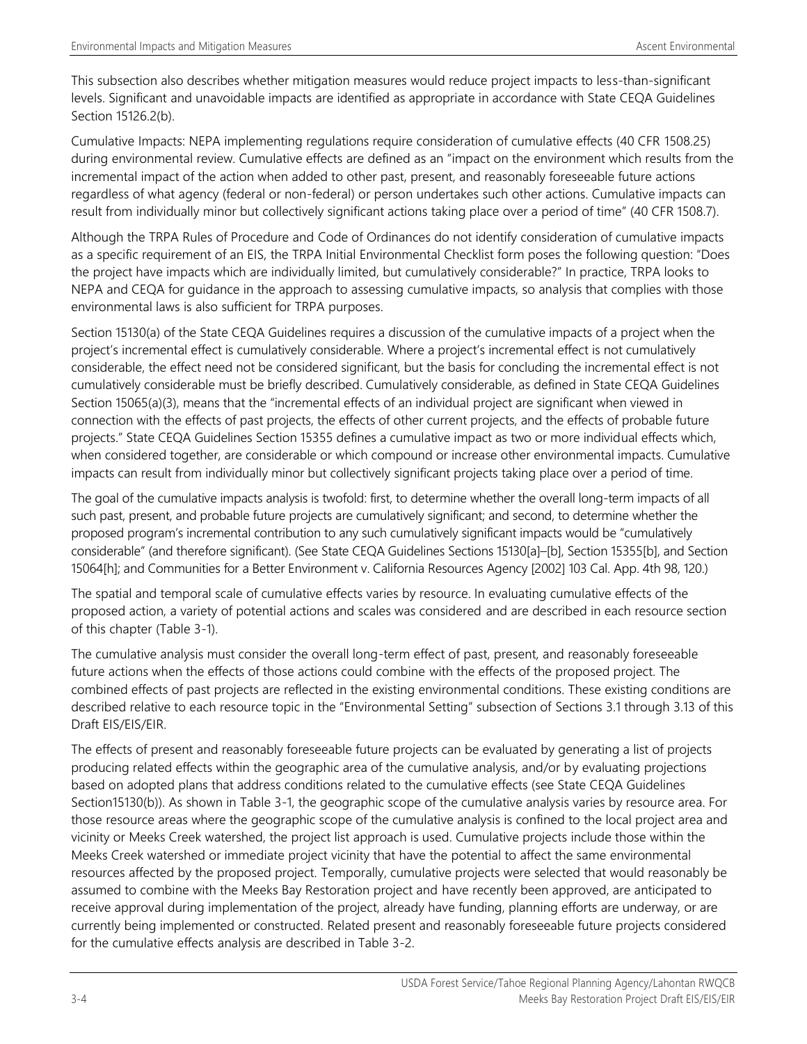This subsection also describes whether mitigation measures would reduce project impacts to less-than-significant levels. Significant and unavoidable impacts are identified as appropriate in accordance with State CEQA Guidelines Section 15126.2(b).

Cumulative Impacts: NEPA implementing regulations require consideration of cumulative effects (40 CFR 1508.25) during environmental review. Cumulative effects are defined as an "impact on the environment which results from the incremental impact of the action when added to other past, present, and reasonably foreseeable future actions regardless of what agency (federal or non-federal) or person undertakes such other actions. Cumulative impacts can result from individually minor but collectively significant actions taking place over a period of time" (40 CFR 1508.7).

Although the TRPA Rules of Procedure and Code of Ordinances do not identify consideration of cumulative impacts as a specific requirement of an EIS, the TRPA Initial Environmental Checklist form poses the following question: "Does the project have impacts which are individually limited, but cumulatively considerable?" In practice, TRPA looks to NEPA and CEQA for guidance in the approach to assessing cumulative impacts, so analysis that complies with those environmental laws is also sufficient for TRPA purposes.

Section 15130(a) of the State CEQA Guidelines requires a discussion of the cumulative impacts of a project when the project's incremental effect is cumulatively considerable. Where a project's incremental effect is not cumulatively considerable, the effect need not be considered significant, but the basis for concluding the incremental effect is not cumulatively considerable must be briefly described. Cumulatively considerable, as defined in State CEQA Guidelines Section 15065(a)(3), means that the "incremental effects of an individual project are significant when viewed in connection with the effects of past projects, the effects of other current projects, and the effects of probable future projects." State CEQA Guidelines Section 15355 defines a cumulative impact as two or more individual effects which, when considered together, are considerable or which compound or increase other environmental impacts. Cumulative impacts can result from individually minor but collectively significant projects taking place over a period of time.

The goal of the cumulative impacts analysis is twofold: first, to determine whether the overall long-term impacts of all such past, present, and probable future projects are cumulatively significant; and second, to determine whether the proposed program's incremental contribution to any such cumulatively significant impacts would be "cumulatively considerable" (and therefore significant). (See State CEQA Guidelines Sections 15130[a]–[b], Section 15355[b], and Section 15064[h]; and Communities for a Better Environment v. California Resources Agency [2002] 103 Cal. App. 4th 98, 120.)

The spatial and temporal scale of cumulative effects varies by resource. In evaluating cumulative effects of the proposed action, a variety of potential actions and scales was considered and are described in each resource section of this chapter (Table 3-1).

The cumulative analysis must consider the overall long-term effect of past, present, and reasonably foreseeable future actions when the effects of those actions could combine with the effects of the proposed project. The combined effects of past projects are reflected in the existing environmental conditions. These existing conditions are described relative to each resource topic in the "Environmental Setting" subsection of Sections 3.1 through 3.13 of this Draft EIS/EIS/EIR.

The effects of present and reasonably foreseeable future projects can be evaluated by generating a list of projects producing related effects within the geographic area of the cumulative analysis, and/or by evaluating projections based on adopted plans that address conditions related to the cumulative effects (see State CEQA Guidelines Section15130(b)). As shown in Table 3-1, the geographic scope of the cumulative analysis varies by resource area. For those resource areas where the geographic scope of the cumulative analysis is confined to the local project area and vicinity or Meeks Creek watershed, the project list approach is used. Cumulative projects include those within the Meeks Creek watershed or immediate project vicinity that have the potential to affect the same environmental resources affected by the proposed project. Temporally, cumulative projects were selected that would reasonably be assumed to combine with the Meeks Bay Restoration project and have recently been approved, are anticipated to receive approval during implementation of the project, already have funding, planning efforts are underway, or are currently being implemented or constructed. Related present and reasonably foreseeable future projects considered for the cumulative effects analysis are described in Table 3-2.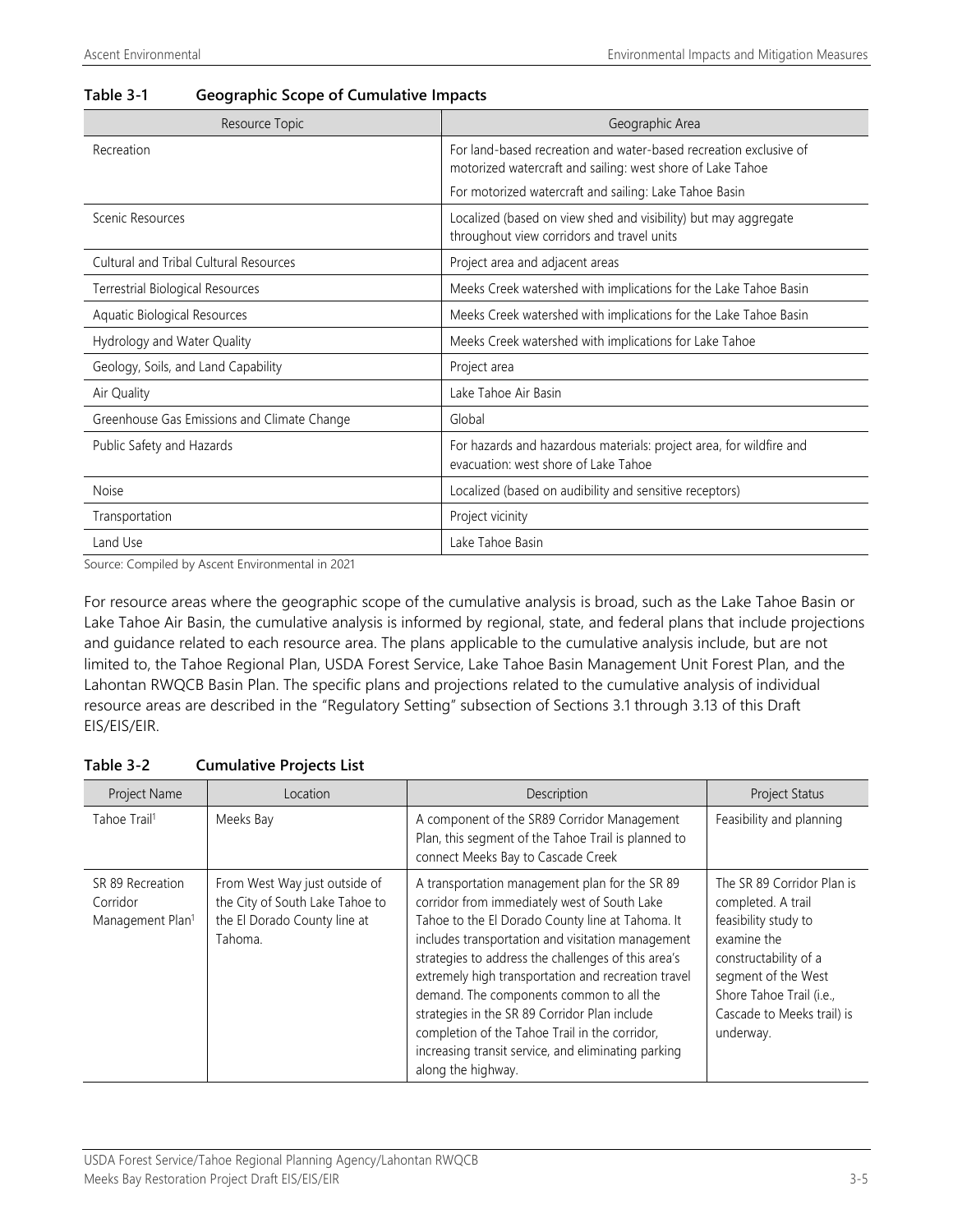**Table 3-1 Geographic Scope of Cumulative Impacts**

| Resource Topic | Geographic Area |
|---|---|
| Recreation | For land-based recreation and water-based recreation exclusive of motorized watercraft and sailing: west shore of Lake Tahoe<br>For motorized watercraft and sailing: Lake Tahoe Basin |
| Scenic Resources | Localized (based on view shed and visibility) but may aggregate throughout view corridors and travel units |
| Cultural and Tribal Cultural Resources | Project area and adjacent areas |
| Terrestrial Biological Resources | Meeks Creek watershed with implications for the Lake Tahoe Basin |
| Aquatic Biological Resources | Meeks Creek watershed with implications for the Lake Tahoe Basin |
| Hydrology and Water Quality | Meeks Creek watershed with implications for Lake Tahoe |
| Geology, Soils, and Land Capability | Project area |
| Air Quality | Lake Tahoe Air Basin |
| Greenhouse Gas Emissions and Climate Change | Global |
| Public Safety and Hazards | For hazards and hazardous materials: project area, for wildfire and evacuation: west shore of Lake Tahoe |
| Noise | Localized (based on audibility and sensitive receptors) |
| Transportation | Project vicinity |
| Land Use | Lake Tahoe Basin |

Source: Compiled by Ascent Environmental in 2021

For resource areas where the geographic scope of the cumulative analysis is broad, such as the Lake Tahoe Basin or Lake Tahoe Air Basin, the cumulative analysis is informed by regional, state, and federal plans that include projections and guidance related to each resource area. The plans applicable to the cumulative analysis include, but are not limited to, the Tahoe Regional Plan, USDA Forest Service, Lake Tahoe Basin Management Unit Forest Plan, and the Lahontan RWQCB Basin Plan. The specific plans and projections related to the cumulative analysis of individual resource areas are described in the "Regulatory Setting" subsection of Sections 3.1 through 3.13 of this Draft EIS/EIS/EIR.

**Table 3-2 Cumulative Projects List**

| Project Name | Location | Description | Project Status |
|---|---|---|---|
| Tahoe Trail[1] | Meeks Bay | A component of the SR89 Corridor Management Plan, this segment of the Tahoe Trail is planned to connect Meeks Bay to Cascade Creek | Feasibility and planning |
| SR 89 Recreation Corridor Management Plan[1] | From West Way just outside of the City of South Lake Tahoe to the El Dorado County line at Tahoma. | A transportation management plan for the SR 89 corridor from immediately west of South Lake Tahoe to the El Dorado County line at Tahoma. It includes transportation and visitation management strategies to address the challenges of this area's extremely high transportation and recreation travel demand. The components common to all the strategies in the SR 89 Corridor Plan include completion of the Tahoe Trail in the corridor, increasing transit service, and eliminating parking along the highway. | The SR 89 Corridor Plan is completed. A trail feasibility study to examine the constructability of a segment of the West Shore Tahoe Trail (i.e., Cascade to Meeks trail) is underway. |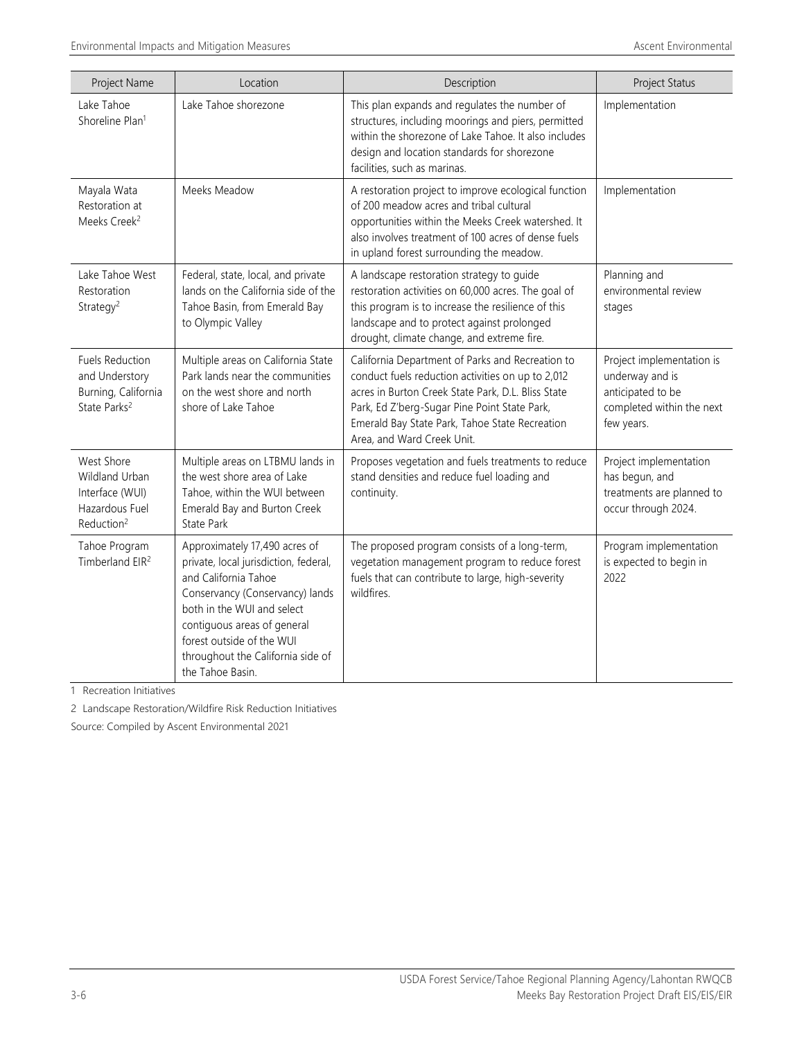| Project Name | Location | Description | Project Status |
|---|---|---|---|
| Lake Tahoe Shoreline Plan[1] | Lake Tahoe shorezone | This plan expands and regulates the number of structures, including moorings and piers, permitted within the shorezone of Lake Tahoe. It also includes design and location standards for shorezone facilities, such as marinas. | Implementation |
| Mayala Wata Restoration at Meeks Creek[2] | Meeks Meadow | A restoration project to improve ecological function of 200 meadow acres and tribal cultural opportunities within the Meeks Creek watershed. It also involves treatment of 100 acres of dense fuels in upland forest surrounding the meadow. | Implementation |
| Lake Tahoe West Restoration Strategy[2] | Federal, state, local, and private lands on the California side of the Tahoe Basin, from Emerald Bay to Olympic Valley | A landscape restoration strategy to guide restoration activities on 60,000 acres. The goal of this program is to increase the resilience of this landscape and to protect against prolonged drought, climate change, and extreme fire. | Planning and environmental review stages |
| Fuels Reduction and Understory Burning, California State Parks[2] | Multiple areas on California State Park lands near the communities on the west shore and north shore of Lake Tahoe | California Department of Parks and Recreation to conduct fuels reduction activities on up to 2,012 acres in Burton Creek State Park, D.L. Bliss State Park, Ed Z'berg-Sugar Pine Point State Park, Emerald Bay State Park, Tahoe State Recreation Area, and Ward Creek Unit. | Project implementation is underway and is anticipated to be completed within the next few years. |
| West Shore Wildland Urban Interface (WUI) Hazardous Fuel Reduction[2] | Multiple areas on LTBMU lands in the west shore area of Lake Tahoe, within the WUI between Emerald Bay and Burton Creek State Park | Proposes vegetation and fuels treatments to reduce stand densities and reduce fuel loading and continuity. | Project implementation has begun, and treatments are planned to occur through 2024. |
| Tahoe Program Timberland EIR[2] | Approximately 17,490 acres of private, local jurisdiction, federal, and California Tahoe Conservancy (Conservancy) lands both in the WUI and select contiguous areas of general forest outside of the WUI throughout the California side of the Tahoe Basin. | The proposed program consists of a long-term, vegetation management program to reduce forest fuels that can contribute to large, high-severity wildfires. | Program implementation is expected to begin in 2022 |

1 Recreation Initiatives

2 Landscape Restoration/Wildfire Risk Reduction Initiatives

Source: Compiled by Ascent Environmental 2021